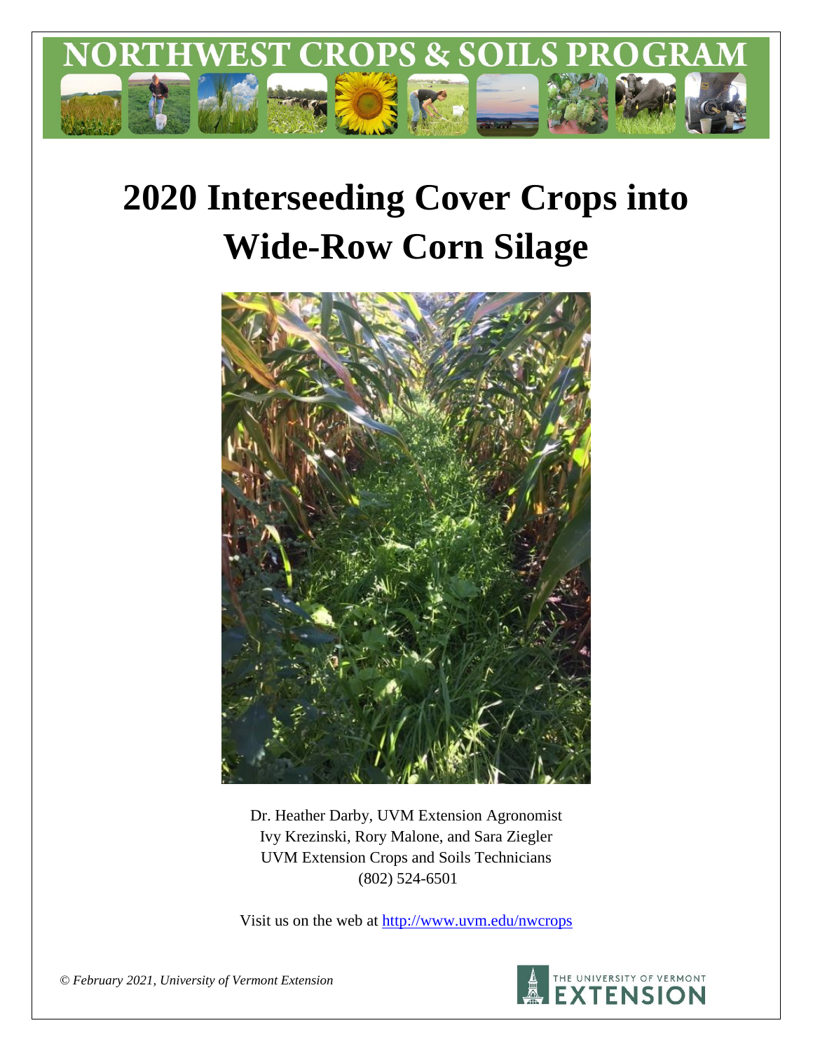# NORTHWEST CROPS & SOILS PROGRAM

# 2020 Interseeding Cover Crops into Wide-Row Corn Silage

Dr. Heather Darby, UVM Extension Agronomist
Ivy Krezinski, Rory Malone, and Sara Ziegler
UVM Extension Crops and Soils Technicians
(802) 524-6501

Visit us on the web at http://www.uvm.edu/nwcrops

*© February 2021, University of Vermont Extension*

THE UNIVERSITY OF VERMONT EXTENSION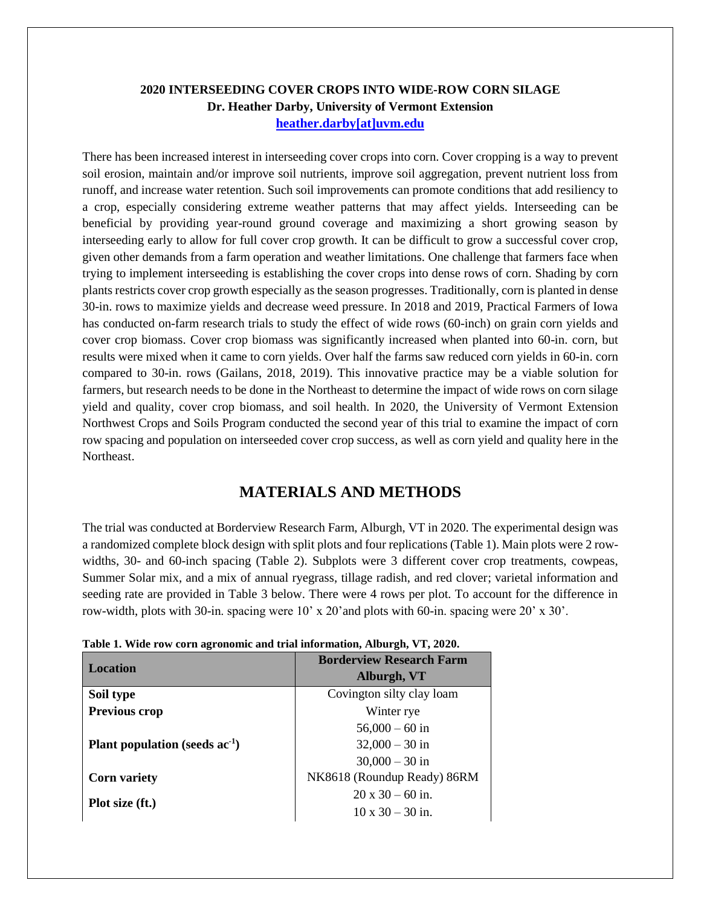**2020 INTERSEEDING COVER CROPS INTO WIDE-ROW CORN SILAGE**
**Dr. Heather Darby, University of Vermont Extension**
**heather.darby[at]uvm.edu**

There has been increased interest in interseeding cover crops into corn. Cover cropping is a way to prevent soil erosion, maintain and/or improve soil nutrients, improve soil aggregation, prevent nutrient loss from runoff, and increase water retention. Such soil improvements can promote conditions that add resiliency to a crop, especially considering extreme weather patterns that may affect yields. Interseeding can be beneficial by providing year-round ground coverage and maximizing a short growing season by interseeding early to allow for full cover crop growth. It can be difficult to grow a successful cover crop, given other demands from a farm operation and weather limitations. One challenge that farmers face when trying to implement interseeding is establishing the cover crops into dense rows of corn. Shading by corn plants restricts cover crop growth especially as the season progresses. Traditionally, corn is planted in dense 30-in. rows to maximize yields and decrease weed pressure. In 2018 and 2019, Practical Farmers of Iowa has conducted on-farm research trials to study the effect of wide rows (60-inch) on grain corn yields and cover crop biomass. Cover crop biomass was significantly increased when planted into 60-in. corn, but results were mixed when it came to corn yields. Over half the farms saw reduced corn yields in 60-in. corn compared to 30-in. rows (Gailans, 2018, 2019). This innovative practice may be a viable solution for farmers, but research needs to be done in the Northeast to determine the impact of wide rows on corn silage yield and quality, cover crop biomass, and soil health. In 2020, the University of Vermont Extension Northwest Crops and Soils Program conducted the second year of this trial to examine the impact of corn row spacing and population on interseeded cover crop success, as well as corn yield and quality here in the Northeast.

## MATERIALS AND METHODS

The trial was conducted at Borderview Research Farm, Alburgh, VT in 2020. The experimental design was a randomized complete block design with split plots and four replications (Table 1). Main plots were 2 row-widths, 30- and 60-inch spacing (Table 2). Subplots were 3 different cover crop treatments, cowpeas, Summer Solar mix, and a mix of annual ryegrass, tillage radish, and red clover; varietal information and seeding rate are provided in Table 3 below. There were 4 rows per plot. To account for the difference in row-width, plots with 30-in. spacing were 10' x 20'and plots with 60-in. spacing were 20' x 30'.

**Table 1. Wide row corn agronomic and trial information, Alburgh, VT, 2020.**

| Location | Borderview Research Farm<br>Alburgh, VT |
|---|---|
| **Soil type** | Covington silty clay loam |
| **Previous crop** | Winter rye |
| **Plant population (seeds ac$^{-1}$)** | 56,000 – 60 in<br>32,000 – 30 in<br>30,000 – 30 in |
| **Corn variety** | NK8618 (Roundup Ready) 86RM |
| **Plot size (ft.)** | 20 x 30 – 60 in.<br>10 x 30 – 30 in. |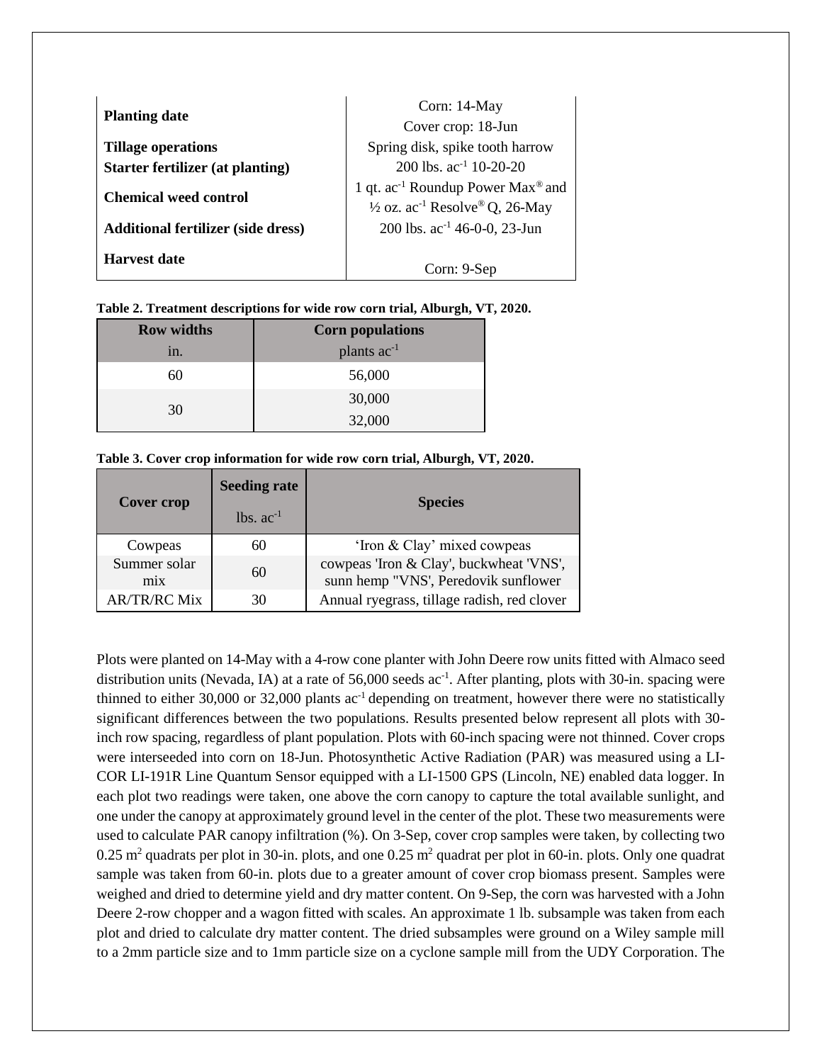| | |
|---|---|
| **Planting date** | Corn: 14-May<br>Cover crop: 18-Jun |
| **Tillage operations** | Spring disk, spike tooth harrow |
| **Starter fertilizer (at planting)** | 200 lbs. ac$^{-1}$ 10-20-20 |
| **Chemical weed control** | 1 qt. ac$^{-1}$ Roundup Power Max® and ½ oz. ac$^{-1}$ Resolve® Q, 26-May |
| **Additional fertilizer (side dress)** | 200 lbs. ac$^{-1}$ 46-0-0, 23-Jun |
| **Harvest date** | Corn: 9-Sep |

**Table 2. Treatment descriptions for wide row corn trial, Alburgh, VT, 2020.**

| Row widths | Corn populations |
|---|---|
| in. | plants ac$^{-1}$ |
| 60 | 56,000 |
| 30 | 30,000 |
| | 32,000 |

**Table 3. Cover crop information for wide row corn trial, Alburgh, VT, 2020.**

| Cover crop | Seeding rate | Species |
|---|---|---|
| | lbs. ac$^{-1}$ | |
| Cowpeas | 60 | 'Iron & Clay' mixed cowpeas |
| Summer solar mix | 60 | cowpeas 'Iron & Clay', buckwheat 'VNS', sunn hemp "VNS', Peredovik sunflower |
| AR/TR/RC Mix | 30 | Annual ryegrass, tillage radish, red clover |

Plots were planted on 14-May with a 4-row cone planter with John Deere row units fitted with Almaco seed distribution units (Nevada, IA) at a rate of 56,000 seeds ac$^{-1}$. After planting, plots with 30-in. spacing were thinned to either 30,000 or 32,000 plants ac$^{-1}$ depending on treatment, however there were no statistically significant differences between the two populations. Results presented below represent all plots with 30-inch row spacing, regardless of plant population. Plots with 60-inch spacing were not thinned. Cover crops were interseeded into corn on 18-Jun. Photosynthetic Active Radiation (PAR) was measured using a LI-COR LI-191R Line Quantum Sensor equipped with a LI-1500 GPS (Lincoln, NE) enabled data logger. In each plot two readings were taken, one above the corn canopy to capture the total available sunlight, and one under the canopy at approximately ground level in the center of the plot. These two measurements were used to calculate PAR canopy infiltration (%). On 3-Sep, cover crop samples were taken, by collecting two 0.25 $m^2$ quadrats per plot in 30-in. plots, and one 0.25 $m^2$ quadrat per plot in 60-in. plots. Only one quadrat sample was taken from 60-in. plots due to a greater amount of cover crop biomass present. Samples were weighed and dried to determine yield and dry matter content. On 9-Sep, the corn was harvested with a John Deere 2-row chopper and a wagon fitted with scales. An approximate 1 lb. subsample was taken from each plot and dried to calculate dry matter content. The dried subsamples were ground on a Wiley sample mill to a 2mm particle size and to 1mm particle size on a cyclone sample mill from the UDY Corporation. The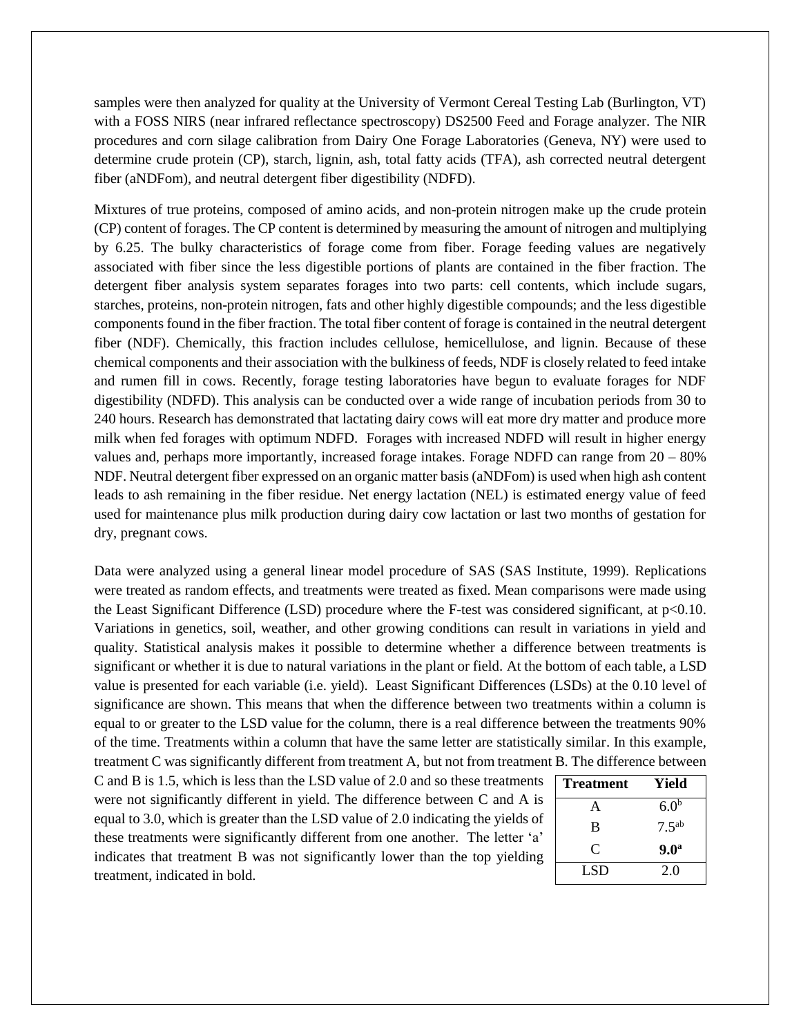samples were then analyzed for quality at the University of Vermont Cereal Testing Lab (Burlington, VT) with a FOSS NIRS (near infrared reflectance spectroscopy) DS2500 Feed and Forage analyzer. The NIR procedures and corn silage calibration from Dairy One Forage Laboratories (Geneva, NY) were used to determine crude protein (CP), starch, lignin, ash, total fatty acids (TFA), ash corrected neutral detergent fiber (aNDFom), and neutral detergent fiber digestibility (NDFD).

Mixtures of true proteins, composed of amino acids, and non-protein nitrogen make up the crude protein (CP) content of forages. The CP content is determined by measuring the amount of nitrogen and multiplying by 6.25. The bulky characteristics of forage come from fiber. Forage feeding values are negatively associated with fiber since the less digestible portions of plants are contained in the fiber fraction. The detergent fiber analysis system separates forages into two parts: cell contents, which include sugars, starches, proteins, non-protein nitrogen, fats and other highly digestible compounds; and the less digestible components found in the fiber fraction. The total fiber content of forage is contained in the neutral detergent fiber (NDF). Chemically, this fraction includes cellulose, hemicellulose, and lignin. Because of these chemical components and their association with the bulkiness of feeds, NDF is closely related to feed intake and rumen fill in cows. Recently, forage testing laboratories have begun to evaluate forages for NDF digestibility (NDFD). This analysis can be conducted over a wide range of incubation periods from 30 to 240 hours. Research has demonstrated that lactating dairy cows will eat more dry matter and produce more milk when fed forages with optimum NDFD. Forages with increased NDFD will result in higher energy values and, perhaps more importantly, increased forage intakes. Forage NDFD can range from 20 – 80% NDF. Neutral detergent fiber expressed on an organic matter basis (aNDFom) is used when high ash content leads to ash remaining in the fiber residue. Net energy lactation (NEL) is estimated energy value of feed used for maintenance plus milk production during dairy cow lactation or last two months of gestation for dry, pregnant cows.

Data were analyzed using a general linear model procedure of SAS (SAS Institute, 1999). Replications were treated as random effects, and treatments were treated as fixed. Mean comparisons were made using the Least Significant Difference (LSD) procedure where the F-test was considered significant, at $p<0.10$. Variations in genetics, soil, weather, and other growing conditions can result in variations in yield and quality. Statistical analysis makes it possible to determine whether a difference between treatments is significant or whether it is due to natural variations in the plant or field. At the bottom of each table, a LSD value is presented for each variable (i.e. yield). Least Significant Differences (LSDs) at the 0.10 level of significance are shown. This means that when the difference between two treatments within a column is equal to or greater to the LSD value for the column, there is a real difference between the treatments 90% of the time. Treatments within a column that have the same letter are statistically similar. In this example, treatment C was significantly different from treatment A, but not from treatment B. The difference between C and B is 1.5, which is less than the LSD value of 2.0 and so these treatments were not significantly different in yield. The difference between C and A is equal to 3.0, which is greater than the LSD value of 2.0 indicating the yields of these treatments were significantly different from one another. The letter 'a' indicates that treatment B was not significantly lower than the top yielding treatment, indicated in bold.

| Treatment | Yield |
|---|---|
| A | 6.0[b] |
| B | 7.5[ab] |
| C | **9.0[a]** |
| LSD | 2.0 |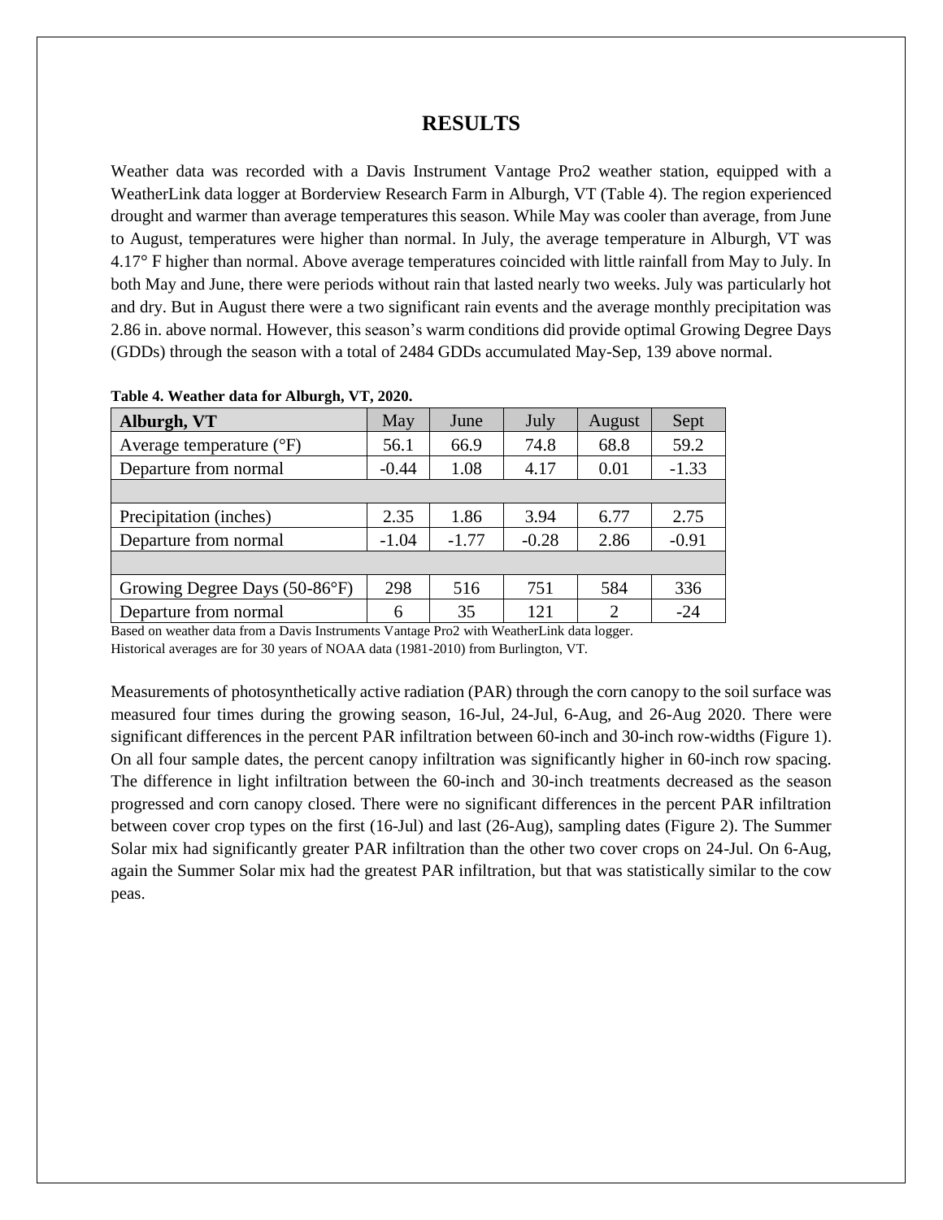# RESULTS

Weather data was recorded with a Davis Instrument Vantage Pro2 weather station, equipped with a WeatherLink data logger at Borderview Research Farm in Alburgh, VT (Table 4). The region experienced drought and warmer than average temperatures this season. While May was cooler than average, from June to August, temperatures were higher than normal. In July, the average temperature in Alburgh, VT was 4.17° F higher than normal. Above average temperatures coincided with little rainfall from May to July. In both May and June, there were periods without rain that lasted nearly two weeks. July was particularly hot and dry. But in August there were a two significant rain events and the average monthly precipitation was 2.86 in. above normal. However, this season's warm conditions did provide optimal Growing Degree Days (GDDs) through the season with a total of 2484 GDDs accumulated May-Sep, 139 above normal.

**Table 4. Weather data for Alburgh, VT, 2020.**

| Alburgh, VT | May | June | July | August | Sept |
|---|---|---|---|---|---|
| Average temperature (°F) | 56.1 | 66.9 | 74.8 | 68.8 | 59.2 |
| Departure from normal | -0.44 | 1.08 | 4.17 | 0.01 | -1.33 |
| | | | | | |
| Precipitation (inches) | 2.35 | 1.86 | 3.94 | 6.77 | 2.75 |
| Departure from normal | -1.04 | -1.77 | -0.28 | 2.86 | -0.91 |
| | | | | | |
| Growing Degree Days (50-86°F) | 298 | 516 | 751 | 584 | 336 |
| Departure from normal | 6 | 35 | 121 | 2 | -24 |

Based on weather data from a Davis Instruments Vantage Pro2 with WeatherLink data logger.
Historical averages are for 30 years of NOAA data (1981-2010) from Burlington, VT.

Measurements of photosynthetically active radiation (PAR) through the corn canopy to the soil surface was measured four times during the growing season, 16-Jul, 24-Jul, 6-Aug, and 26-Aug 2020. There were significant differences in the percent PAR infiltration between 60-inch and 30-inch row-widths (Figure 1). On all four sample dates, the percent canopy infiltration was significantly higher in 60-inch row spacing. The difference in light infiltration between the 60-inch and 30-inch treatments decreased as the season progressed and corn canopy closed. There were no significant differences in the percent PAR infiltration between cover crop types on the first (16-Jul) and last (26-Aug), sampling dates (Figure 2). The Summer Solar mix had significantly greater PAR infiltration than the other two cover crops on 24-Jul. On 6-Aug, again the Summer Solar mix had the greatest PAR infiltration, but that was statistically similar to the cow peas.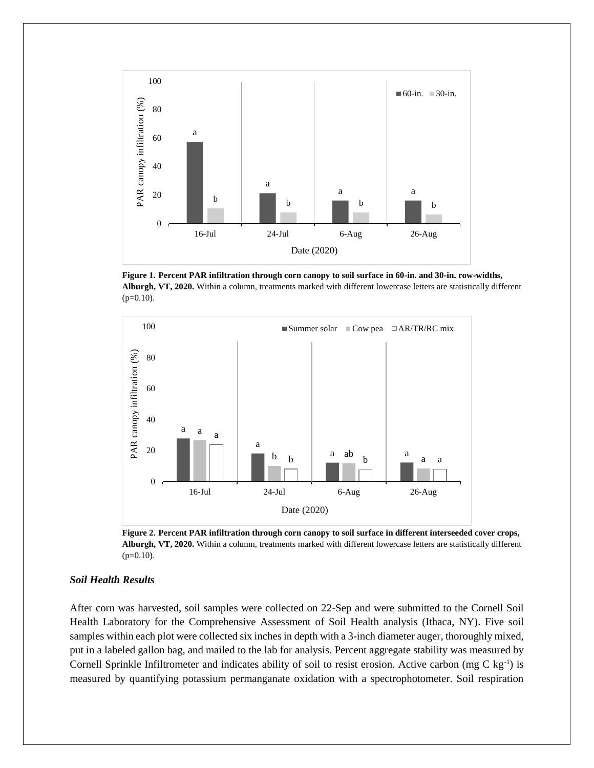**Figure 1. Percent PAR infiltration through corn canopy to soil surface in 60-in. and 30-in. row-widths, Alburgh, VT, 2020.** Within a column, treatments marked with different lowercase letters are statistically different (p=0.10).

**Figure 2. Percent PAR infiltration through corn canopy to soil surface in different interseeded cover crops, Alburgh, VT, 2020.** Within a column, treatments marked with different lowercase letters are statistically different (p=0.10).

### *Soil Health Results*

After corn was harvested, soil samples were collected on 22-Sep and were submitted to the Cornell Soil Health Laboratory for the Comprehensive Assessment of Soil Health analysis (Ithaca, NY). Five soil samples within each plot were collected six inches in depth with a 3-inch diameter auger, thoroughly mixed, put in a labeled gallon bag, and mailed to the lab for analysis. Percent aggregate stability was measured by Cornell Sprinkle Infiltrometer and indicates ability of soil to resist erosion. Active carbon (mg C $kg^{-1}$) is measured by quantifying potassium permanganate oxidation with a spectrophotometer. Soil respiration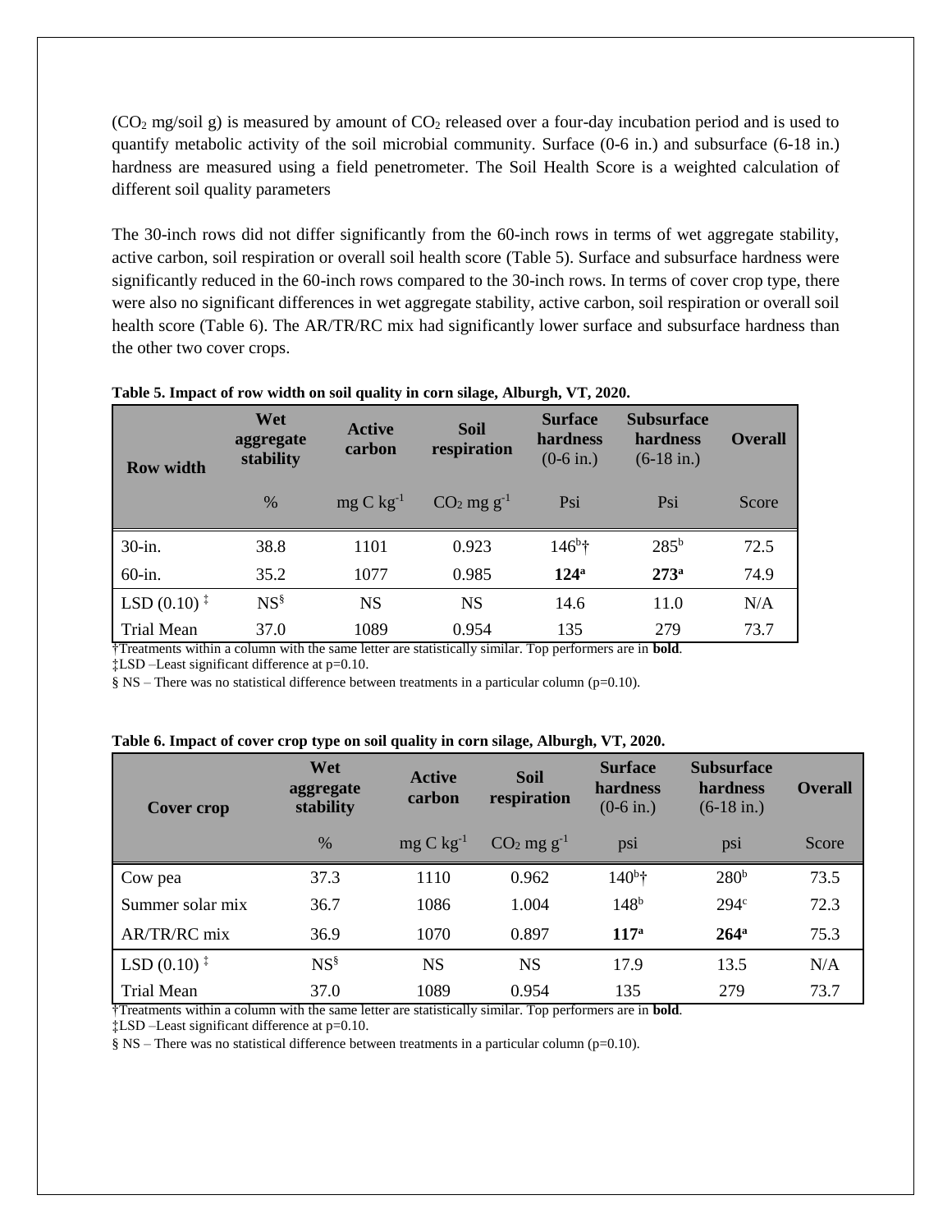($CO_2$ mg/soil g) is measured by amount of $CO_2$ released over a four-day incubation period and is used to quantify metabolic activity of the soil microbial community. Surface (0-6 in.) and subsurface (6-18 in.) hardness are measured using a field penetrometer. The Soil Health Score is a weighted calculation of different soil quality parameters

The 30-inch rows did not differ significantly from the 60-inch rows in terms of wet aggregate stability, active carbon, soil respiration or overall soil health score (Table 5). Surface and subsurface hardness were significantly reduced in the 60-inch rows compared to the 30-inch rows. In terms of cover crop type, there were also no significant differences in wet aggregate stability, active carbon, soil respiration or overall soil health score (Table 6). The AR/TR/RC mix had significantly lower surface and subsurface hardness than the other two cover crops.

**Table 5. Impact of row width on soil quality in corn silage, Alburgh, VT, 2020.**

| Row width | Wet aggregate stability | Active carbon | Soil respiration | Surface hardness (0-6 in.) | Subsurface hardness (6-18 in.) | Overall |
|---|---|---|---|---|---|---|
| | % | mg C $kg^{-1}$ | $CO_2$ mg $g^{-1}$ | Psi | Psi | Score |
| 30-in. | 38.8 | 1101 | 0.923 | 146[b]† | 285[b] | 72.5 |
| 60-in. | 35.2 | 1077 | 0.985 | **124[a]** | **273[a]** | 74.9 |
| LSD (0.10) ‡ | NS§ | NS | NS | 14.6 | 11.0 | N/A |
| Trial Mean | 37.0 | 1089 | 0.954 | 135 | 279 | 73.7 |

†Treatments within a column with the same letter are statistically similar. Top performers are in **bold**.
‡LSD –Least significant difference at p=0.10.
§ NS – There was no statistical difference between treatments in a particular column (p=0.10).

**Table 6. Impact of cover crop type on soil quality in corn silage, Alburgh, VT, 2020.**

| Cover crop | Wet aggregate stability | Active carbon | Soil respiration | Surface hardness (0-6 in.) | Subsurface hardness (6-18 in.) | Overall |
|---|---|---|---|---|---|---|
| | % | mg C $kg^{-1}$ | $CO_2$ mg $g^{-1}$ | psi | psi | Score |
| Cow pea | 37.3 | 1110 | 0.962 | 140[b]† | 280[b] | 73.5 |
| Summer solar mix | 36.7 | 1086 | 1.004 | 148[b] | 294[c] | 72.3 |
| AR/TR/RC mix | 36.9 | 1070 | 0.897 | **117[a]** | **264[a]** | 75.3 |
| LSD (0.10) ‡ | NS§ | NS | NS | 17.9 | 13.5 | N/A |
| Trial Mean | 37.0 | 1089 | 0.954 | 135 | 279 | 73.7 |

†Treatments within a column with the same letter are statistically similar. Top performers are in **bold**.
‡LSD –Least significant difference at p=0.10.
§ NS – There was no statistical difference between treatments in a particular column (p=0.10).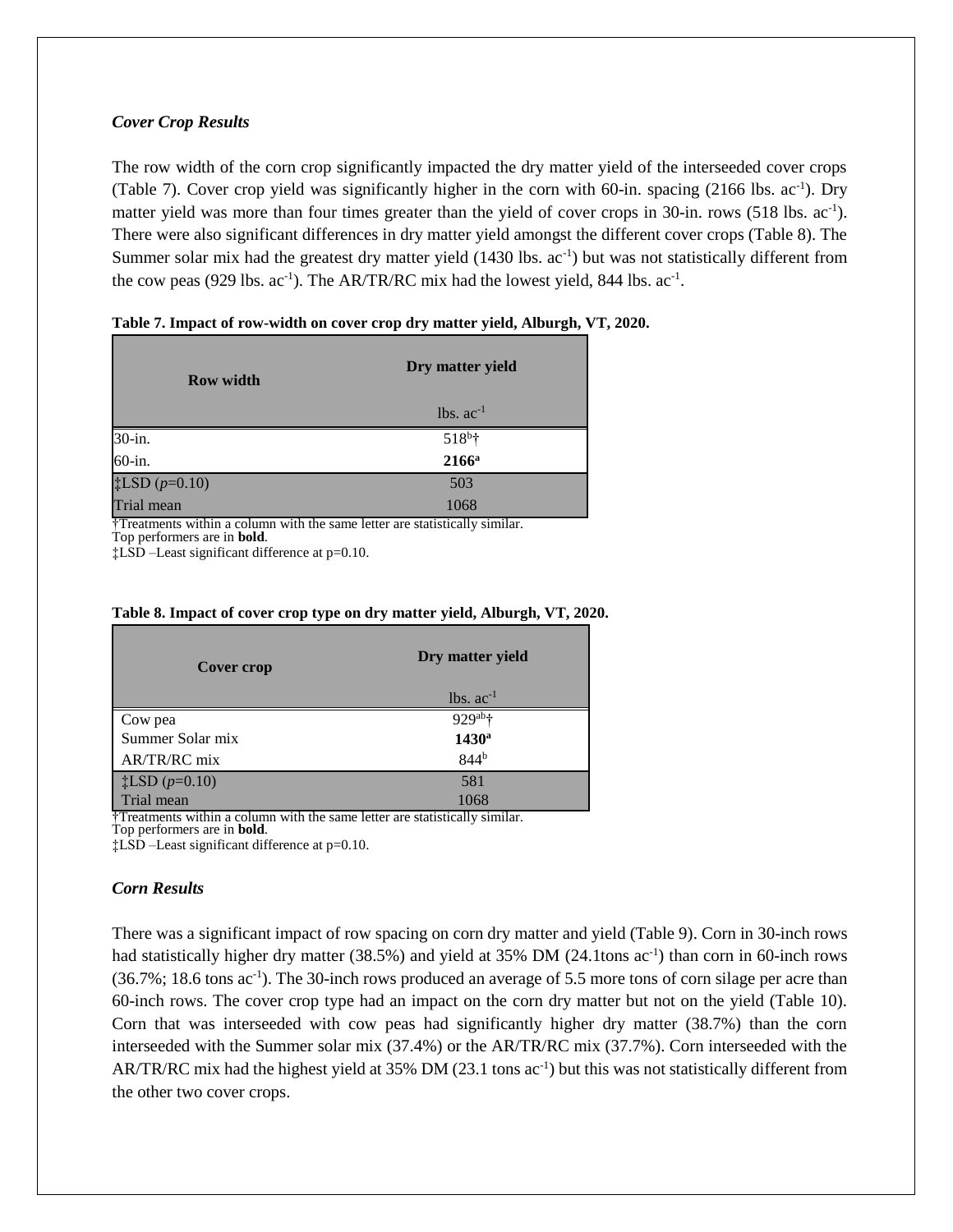### *Cover Crop Results*

The row width of the corn crop significantly impacted the dry matter yield of the interseeded cover crops (Table 7). Cover crop yield was significantly higher in the corn with 60-in. spacing (2166 lbs. ac$^{-1}$). Dry matter yield was more than four times greater than the yield of cover crops in 30-in. rows (518 lbs. ac$^{-1}$). There were also significant differences in dry matter yield amongst the different cover crops (Table 8). The Summer solar mix had the greatest dry matter yield (1430 lbs. ac$^{-1}$) but was not statistically different from the cow peas (929 lbs. ac$^{-1}$). The AR/TR/RC mix had the lowest yield, 844 lbs. ac$^{-1}$.

**Table 7. Impact of row-width on cover crop dry matter yield, Alburgh, VT, 2020.**

| Row width | Dry matter yield |
|---|---|
| | lbs. ac$^{-1}$ |
| 30-in. | 518$^{b}$† |
| 60-in. | **2166$^{a}$** |
| ‡LSD ($p$=0.10) | 503 |
| Trial mean | 1068 |

†Treatments within a column with the same letter are statistically similar.
Top performers are in **bold**.
‡LSD –Least significant difference at p=0.10.

**Table 8. Impact of cover crop type on dry matter yield, Alburgh, VT, 2020.**

| Cover crop | Dry matter yield |
|---|---|
| | lbs. ac$^{-1}$ |
| Cow pea | 929$^{ab}$† |
| Summer Solar mix | **1430$^{a}$** |
| AR/TR/RC mix | 844$^{b}$ |
| ‡LSD ($p$=0.10) | 581 |
| Trial mean | 1068 |

†Treatments within a column with the same letter are statistically similar.
Top performers are in **bold**.
‡LSD –Least significant difference at p=0.10.

### *Corn Results*

There was a significant impact of row spacing on corn dry matter and yield (Table 9). Corn in 30-inch rows had statistically higher dry matter (38.5%) and yield at 35% DM (24.1tons ac$^{-1}$) than corn in 60-inch rows (36.7%; 18.6 tons ac$^{-1}$). The 30-inch rows produced an average of 5.5 more tons of corn silage per acre than 60-inch rows. The cover crop type had an impact on the corn dry matter but not on the yield (Table 10). Corn that was interseeded with cow peas had significantly higher dry matter (38.7%) than the corn interseeded with the Summer solar mix (37.4%) or the AR/TR/RC mix (37.7%). Corn interseeded with the AR/TR/RC mix had the highest yield at 35% DM (23.1 tons ac$^{-1}$) but this was not statistically different from the other two cover crops.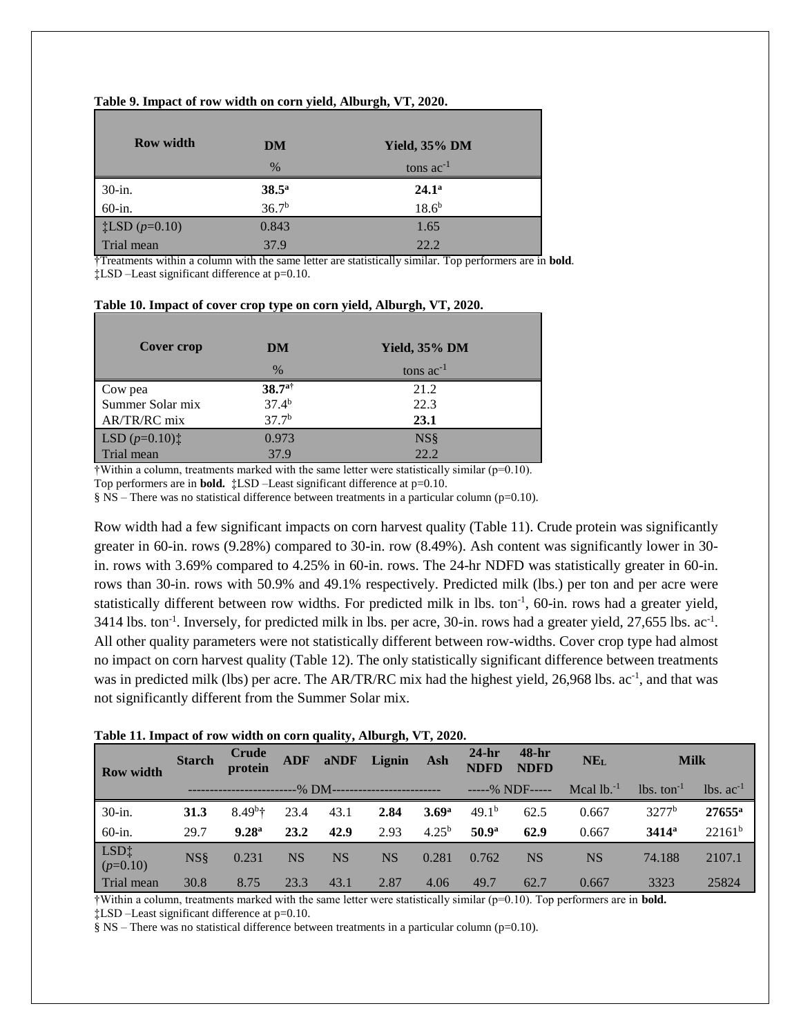**Table 9. Impact of row width on corn yield, Alburgh, VT, 2020.**

| Row width | DM | Yield, 35% DM |
|---|---|---|
| | % | tons ac$^{-1}$ |
| 30-in. | **38.5**[a] | **24.1**[a] |
| 60-in. | 36.7[b] | 18.6[b] |
| ‡LSD ($p$=0.10) | 0.843 | 1.65 |
| Trial mean | 37.9 | 22.2 |

†Treatments within a column with the same letter are statistically similar. Top performers are in **bold**.
‡LSD –Least significant difference at p=0.10.

**Table 10. Impact of cover crop type on corn yield, Alburgh, VT, 2020.**

| Cover crop | DM | Yield, 35% DM |
|---|---|---|
| | % | tons ac$^{-1}$ |
| Cow pea | **38.7**[a†] | 21.2 |
| Summer Solar mix | 37.4[b] | 22.3 |
| AR/TR/RC mix | 37.7[b] | **23.1** |
| LSD ($p$=0.10)‡ | 0.973 | NS§ |
| Trial mean | 37.9 | 22.2 |

†Within a column, treatments marked with the same letter were statistically similar (p=0.10).
Top performers are in **bold.** ‡LSD –Least significant difference at p=0.10.
§ NS – There was no statistical difference between treatments in a particular column (p=0.10).

Row width had a few significant impacts on corn harvest quality (Table 11). Crude protein was significantly greater in 60-in. rows (9.28%) compared to 30-in. row (8.49%). Ash content was significantly lower in 30-in. rows with 3.69% compared to 4.25% in 60-in. rows. The 24-hr NDFD was statistically greater in 60-in. rows than 30-in. rows with 50.9% and 49.1% respectively. Predicted milk (lbs.) per ton and per acre were statistically different between row widths. For predicted milk in lbs. ton$^{-1}$, 60-in. rows had a greater yield, 3414 lbs. ton$^{-1}$. Inversely, for predicted milk in lbs. per acre, 30-in. rows had a greater yield, 27,655 lbs. ac$^{-1}$. All other quality parameters were not statistically different between row-widths. Cover crop type had almost no impact on corn harvest quality (Table 12). The only statistically significant difference between treatments was in predicted milk (lbs) per acre. The AR/TR/RC mix had the highest yield, 26,968 lbs. ac$^{-1}$, and that was not significantly different from the Summer Solar mix.

**Table 11. Impact of row width on corn quality, Alburgh, VT, 2020.**

| Row width | Starch | Crude protein | ADF | aNDF | Lignin | Ash | 24-hr NDFD | 48-hr NDFD | NE$_L$ | Milk | |
|---|---|---|---|---|---|---|---|---|---|---|---|
| | -------------------------% DM------------------------- | | | | | | -----% NDF----- | | Mcal lb.$^{-1}$ | lbs. ton$^{-1}$ | lbs. ac$^{-1}$ |
| 30-in. | **31.3** | 8.49[b]† | 23.4 | 43.1 | **2.84** | **3.69**[a] | 49.1[b] | 62.5 | 0.667 | 3277[b] | **27655**[a] |
| 60-in. | 29.7 | **9.28**[a] | **23.2** | **42.9** | 2.93 | 4.25[b] | **50.9**[a] | **62.9** | 0.667 | **3414**[a] | 22161[b] |
| LSD‡ ($p$=0.10) | NS§ | 0.231 | NS | NS | NS | 0.281 | 0.762 | NS | NS | 74.188 | 2107.1 |
| Trial mean | 30.8 | 8.75 | 23.3 | 43.1 | 2.87 | 4.06 | 49.7 | 62.7 | 0.667 | 3323 | 25824 |

†Within a column, treatments marked with the same letter were statistically similar (p=0.10). Top performers are in **bold.**
‡LSD –Least significant difference at p=0.10.
§ NS – There was no statistical difference between treatments in a particular column (p=0.10).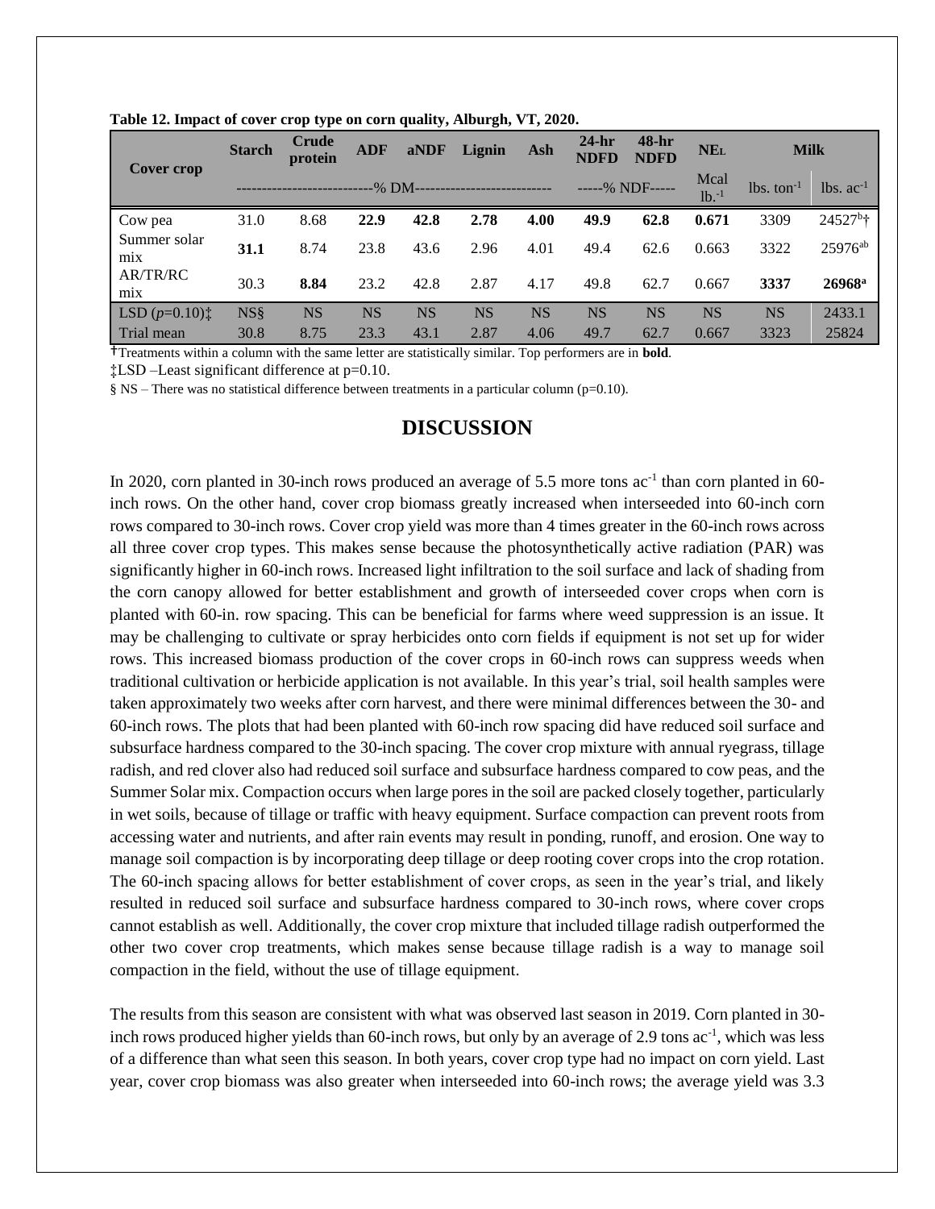**Table 12. Impact of cover crop type on corn quality, Alburgh, VT, 2020.**

| Cover crop | Starch | Crude protein | ADF | aNDF | Lignin | Ash | 24-hr NDFD | 48-hr NDFD | NE$_L$ | Milk | |
|---|---|---|---|---|---|---|---|---|---|---|---|
| | ---------------------------% DM--------------------------- | | | | | | -----% NDF----- | | Mcal lb.$^{-1}$ | lbs. ton$^{-1}$ | lbs. ac$^{-1}$ |
| Cow pea | 31.0 | 8.68 | **22.9** | **42.8** | **2.78** | **4.00** | **49.9** | **62.8** | **0.671** | 3309 | 24527$^{b}$† |
| Summer solar mix | **31.1** | 8.74 | 23.8 | 43.6 | 2.96 | 4.01 | 49.4 | 62.6 | 0.663 | 3322 | 25976$^{ab}$ |
| AR/TR/RC mix | 30.3 | **8.84** | 23.2 | 42.8 | 2.87 | 4.17 | 49.8 | 62.7 | 0.667 | **3337** | **26968$^{a}$** |
| LSD ($p$=0.10)‡ | NS§ | NS | NS | NS | NS | NS | NS | NS | NS | NS | 2433.1 |
| Trial mean | 30.8 | 8.75 | 23.3 | 43.1 | 2.87 | 4.06 | 49.7 | 62.7 | 0.667 | 3323 | 25824 |

†Treatments within a column with the same letter are statistically similar. Top performers are in **bold**.

‡LSD –Least significant difference at p=0.10.

§ NS – There was no statistical difference between treatments in a particular column (p=0.10).

## DISCUSSION

In 2020, corn planted in 30-inch rows produced an average of 5.5 more tons ac$^{-1}$ than corn planted in 60-inch rows. On the other hand, cover crop biomass greatly increased when interseeded into 60-inch corn rows compared to 30-inch rows. Cover crop yield was more than 4 times greater in the 60-inch rows across all three cover crop types. This makes sense because the photosynthetically active radiation (PAR) was significantly higher in 60-inch rows. Increased light infiltration to the soil surface and lack of shading from the corn canopy allowed for better establishment and growth of interseeded cover crops when corn is planted with 60-in. row spacing. This can be beneficial for farms where weed suppression is an issue. It may be challenging to cultivate or spray herbicides onto corn fields if equipment is not set up for wider rows. This increased biomass production of the cover crops in 60-inch rows can suppress weeds when traditional cultivation or herbicide application is not available. In this year's trial, soil health samples were taken approximately two weeks after corn harvest, and there were minimal differences between the 30- and 60-inch rows. The plots that had been planted with 60-inch row spacing did have reduced soil surface and subsurface hardness compared to the 30-inch spacing. The cover crop mixture with annual ryegrass, tillage radish, and red clover also had reduced soil surface and subsurface hardness compared to cow peas, and the Summer Solar mix. Compaction occurs when large pores in the soil are packed closely together, particularly in wet soils, because of tillage or traffic with heavy equipment. Surface compaction can prevent roots from accessing water and nutrients, and after rain events may result in ponding, runoff, and erosion. One way to manage soil compaction is by incorporating deep tillage or deep rooting cover crops into the crop rotation. The 60-inch spacing allows for better establishment of cover crops, as seen in the year's trial, and likely resulted in reduced soil surface and subsurface hardness compared to 30-inch rows, where cover crops cannot establish as well. Additionally, the cover crop mixture that included tillage radish outperformed the other two cover crop treatments, which makes sense because tillage radish is a way to manage soil compaction in the field, without the use of tillage equipment.

The results from this season are consistent with what was observed last season in 2019. Corn planted in 30-inch rows produced higher yields than 60-inch rows, but only by an average of 2.9 tons ac$^{-1}$, which was less of a difference than what seen this season. In both years, cover crop type had no impact on corn yield. Last year, cover crop biomass was also greater when interseeded into 60-inch rows; the average yield was 3.3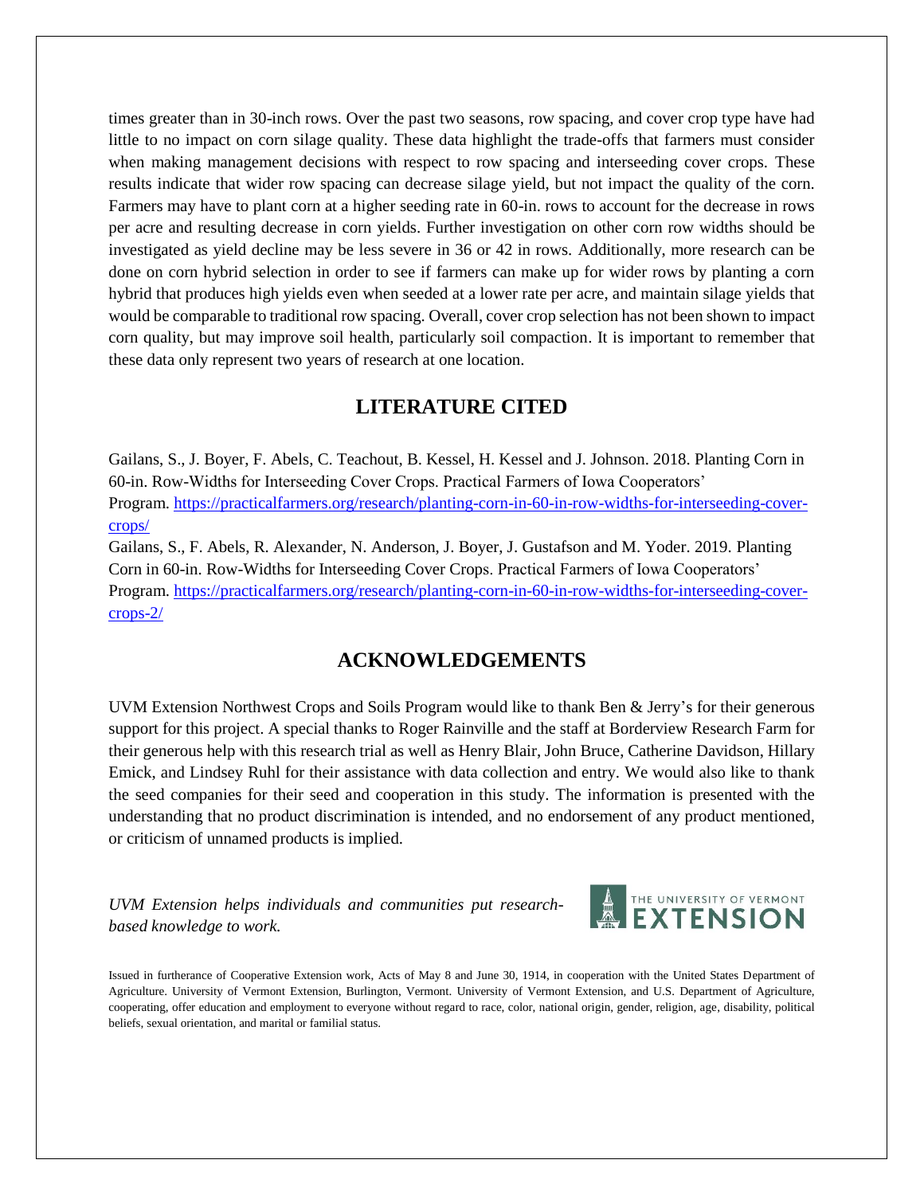times greater than in 30-inch rows. Over the past two seasons, row spacing, and cover crop type have had little to no impact on corn silage quality. These data highlight the trade-offs that farmers must consider when making management decisions with respect to row spacing and interseeding cover crops. These results indicate that wider row spacing can decrease silage yield, but not impact the quality of the corn. Farmers may have to plant corn at a higher seeding rate in 60-in. rows to account for the decrease in rows per acre and resulting decrease in corn yields. Further investigation on other corn row widths should be investigated as yield decline may be less severe in 36 or 42 in rows. Additionally, more research can be done on corn hybrid selection in order to see if farmers can make up for wider rows by planting a corn hybrid that produces high yields even when seeded at a lower rate per acre, and maintain silage yields that would be comparable to traditional row spacing. Overall, cover crop selection has not been shown to impact corn quality, but may improve soil health, particularly soil compaction. It is important to remember that these data only represent two years of research at one location.

## LITERATURE CITED

Gailans, S., J. Boyer, F. Abels, C. Teachout, B. Kessel, H. Kessel and J. Johnson. 2018. Planting Corn in 60-in. Row-Widths for Interseeding Cover Crops. Practical Farmers of Iowa Cooperators' Program. https://practicalfarmers.org/research/planting-corn-in-60-in-row-widths-for-interseeding-cover-crops/

Gailans, S., F. Abels, R. Alexander, N. Anderson, J. Boyer, J. Gustafson and M. Yoder. 2019. Planting Corn in 60-in. Row-Widths for Interseeding Cover Crops. Practical Farmers of Iowa Cooperators' Program. https://practicalfarmers.org/research/planting-corn-in-60-in-row-widths-for-interseeding-cover-crops-2/

## ACKNOWLEDGEMENTS

UVM Extension Northwest Crops and Soils Program would like to thank Ben & Jerry's for their generous support for this project. A special thanks to Roger Rainville and the staff at Borderview Research Farm for their generous help with this research trial as well as Henry Blair, John Bruce, Catherine Davidson, Hillary Emick, and Lindsey Ruhl for their assistance with data collection and entry. We would also like to thank the seed companies for their seed and cooperation in this study. The information is presented with the understanding that no product discrimination is intended, and no endorsement of any product mentioned, or criticism of unnamed products is implied.

*UVM Extension helps individuals and communities put research-based knowledge to work.*

THE UNIVERSITY OF VERMONT EXTENSION

Issued in furtherance of Cooperative Extension work, Acts of May 8 and June 30, 1914, in cooperation with the United States Department of Agriculture. University of Vermont Extension, Burlington, Vermont. University of Vermont Extension, and U.S. Department of Agriculture, cooperating, offer education and employment to everyone without regard to race, color, national origin, gender, religion, age, disability, political beliefs, sexual orientation, and marital or familial status.